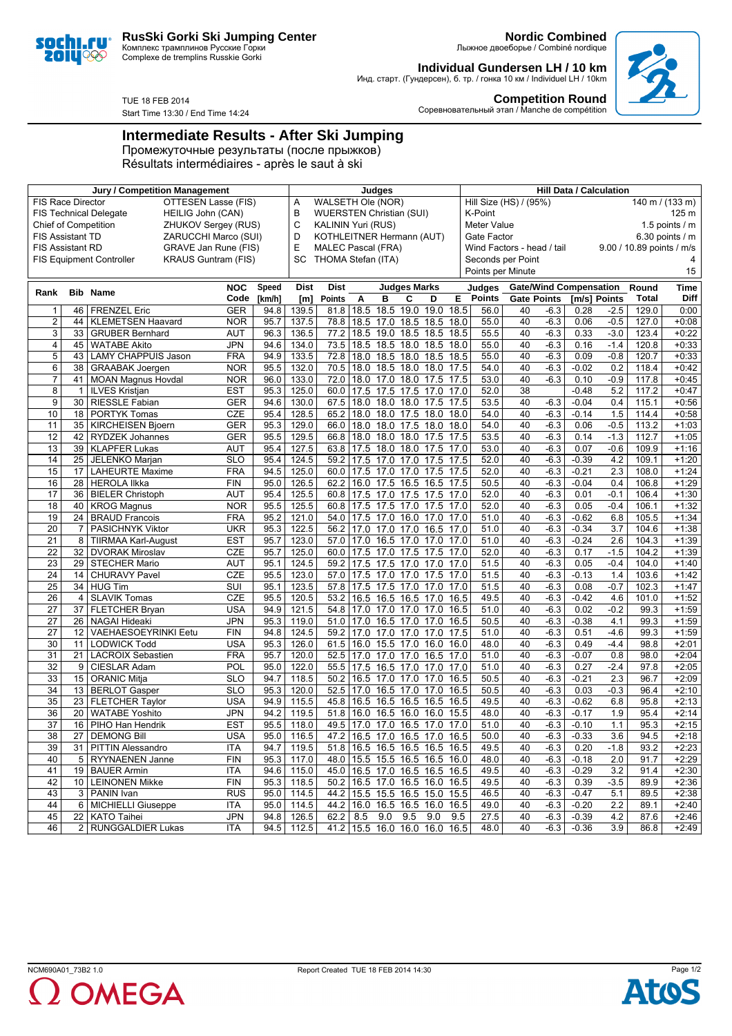**RusSki Gorki Ski Jumping Center**
Комплекс трамплинов Русские Горки
Complexe de tremplins Russkie Gorki

**Nordic Combined**
Лыжное двоеборье / Combiné nordique

**Individual Gundersen LH / 10 km**
Инд. старт. (Гундерсен), б. тр. / гонка 10 км / Individuel LH / 10km

TUE 18 FEB 2014
Start Time 13:30 / End Time 14:24

**Competition Round**
Соревновательный этап / Manche de compétition

# Intermediate Results - After Ski Jumping

Промежуточные результаты (после прыжков)
Résultats intermédiaires - après le saut à ski

| Jury / Competition Management | | Judges | | Hill Data / Calculation | |
|---|---|---|---|---|---|
| FIS Race Director | OTTESEN Lasse (FIS) | A | WALSETH Ole (NOR) | Hill Size (HS) / (95%) | 140 m / (133 m) |
| FIS Technical Delegate | HEILIG John (CAN) | B | WUERSTEN Christian (SUI) | K-Point | 125 m |
| Chief of Competition | ZHUKOV Sergey (RUS) | C | KALININ Yuri (RUS) | Meter Value | 1.5 points / m |
| FIS Assistant TD | ZARUCCHI Marco (SUI) | D | KOTHLEITNER Hermann (AUT) | Gate Factor | 6.30 points / m |
| FIS Assistant RD | GRAVE Jan Rune (FIS) | E | MALEC Pascal (FRA) | Wind Factors - head / tail | 9.00 / 10.89 points / m/s |
| FIS Equipment Controller | KRAUS Guntram (FIS) | SC | THOMA Stefan (ITA) | Seconds per Point | 4 |
| | | | | Points per Minute | 15 |

| Rank | Bib | Name | NOC Code | Speed [km/h] | Dist [m] | Dist Points | A | B | C | D | E | Judges Points | Gate | Gate Points | Wind [m/s] | Wind Points | Round Total | Time Diff |
|---|---|---|---|---|---|---|---|---|---|---|---|---|---|---|---|---|---|---|
| 1 | 46 | FRENZEL Eric | GER | 94.8 | 139.5 | 81.8 | 18.5 | 18.5 | 19.0 | 19.0 | 18.5 | 56.0 | 40 | -6.3 | 0.28 | -2.5 | 129.0 | 0:00 |
| 2 | 44 | KLEMETSEN Haavard | NOR | 95.7 | 137.5 | 78.8 | 18.5 | 17.0 | 18.5 | 18.5 | 18.0 | 55.0 | 40 | -6.3 | 0.06 | -0.5 | 127.0 | +0:08 |
| 3 | 33 | GRUBER Bernhard | AUT | 96.3 | 136.5 | 77.2 | 18.5 | 19.0 | 18.5 | 18.5 | 18.5 | 55.5 | 40 | -6.3 | 0.33 | -3.0 | 123.4 | +0:22 |
| 4 | 45 | WATABE Akito | JPN | 94.6 | 134.0 | 73.5 | 18.5 | 18.5 | 18.0 | 18.5 | 18.0 | 55.0 | 40 | -6.3 | 0.16 | -1.4 | 120.8 | +0:33 |
| 5 | 43 | LAMY CHAPPUIS Jason | FRA | 94.9 | 133.5 | 72.8 | 18.0 | 18.5 | 18.0 | 18.5 | 18.5 | 55.0 | 40 | -6.3 | 0.09 | -0.8 | 120.7 | +0:33 |
| 6 | 38 | GRAABAK Joergen | NOR | 95.5 | 132.0 | 70.5 | 18.0 | 18.5 | 18.0 | 18.0 | 17.5 | 54.0 | 40 | -6.3 | -0.02 | 0.2 | 118.4 | +0:42 |
| 7 | 41 | MOAN Magnus Hovdal | NOR | 96.0 | 133.0 | 72.0 | 18.0 | 17.0 | 18.0 | 17.5 | 17.5 | 53.0 | 40 | -6.3 | 0.10 | -0.9 | 117.8 | +0:45 |
| 8 | 1 | ILVES Kristjan | EST | 95.3 | 125.0 | 60.0 | 17.5 | 17.5 | 17.5 | 17.0 | 17.0 | 52.0 | 38 | | -0.48 | 5.2 | 117.2 | +0:47 |
| 9 | 30 | RIESSLE Fabian | GER | 94.6 | 130.0 | 67.5 | 18.0 | 18.0 | 18.0 | 17.5 | 17.5 | 53.5 | 40 | -6.3 | -0.04 | 0.4 | 115.1 | +0:56 |
| 10 | 18 | PORTYK Tomas | CZE | 95.4 | 128.5 | 65.2 | 18.0 | 18.0 | 17.5 | 18.0 | 18.0 | 54.0 | 40 | -6.3 | -0.14 | 1.5 | 114.4 | +0:58 |
| 11 | 35 | KIRCHEISEN Bjoern | GER | 95.3 | 129.0 | 66.0 | 18.0 | 18.0 | 17.5 | 18.0 | 18.0 | 54.0 | 40 | -6.3 | 0.06 | -0.5 | 113.2 | +1:03 |
| 12 | 42 | RYDZEK Johannes | GER | 95.5 | 129.5 | 66.8 | 18.0 | 18.0 | 18.0 | 17.5 | 17.5 | 53.5 | 40 | -6.3 | 0.14 | -1.3 | 112.7 | +1:05 |
| 13 | 39 | KLAPFER Lukas | AUT | 95.4 | 127.5 | 63.8 | 17.5 | 18.0 | 18.0 | 17.5 | 17.0 | 53.0 | 40 | -6.3 | 0.07 | -0.6 | 109.9 | +1:16 |
| 14 | 25 | JELENKO Marjan | SLO | 95.4 | 124.5 | 59.2 | 17.5 | 17.0 | 17.0 | 17.5 | 17.5 | 52.0 | 40 | -6.3 | -0.39 | 4.2 | 109.1 | +1:20 |
| 15 | 17 | LAHEURTE Maxime | FRA | 94.5 | 125.0 | 60.0 | 17.5 | 17.0 | 17.0 | 17.5 | 17.5 | 52.0 | 40 | -6.3 | -0.21 | 2.3 | 108.0 | +1:24 |
| 16 | 28 | HEROLA Ilkka | FIN | 95.0 | 126.5 | 62.2 | 16.0 | 17.5 | 16.5 | 16.5 | 17.5 | 50.5 | 40 | -6.3 | -0.04 | 0.4 | 106.8 | +1:29 |
| 17 | 36 | BIELER Christoph | AUT | 95.4 | 125.5 | 60.8 | 17.5 | 17.0 | 17.5 | 17.5 | 17.0 | 52.0 | 40 | -6.3 | 0.01 | -0.1 | 106.4 | +1:30 |
| 18 | 40 | KROG Magnus | NOR | 95.5 | 125.5 | 60.8 | 17.5 | 17.5 | 17.0 | 17.5 | 17.5 | 52.0 | 40 | -6.3 | 0.05 | -0.4 | 106.1 | +1:32 |
| 19 | 24 | BRAUD Francois | FRA | 95.2 | 121.0 | 54.0 | 17.5 | 17.0 | 16.0 | 17.0 | 17.0 | 51.0 | 40 | -6.3 | -0.62 | 6.8 | 105.5 | +1:34 |
| 20 | 7 | PASICHNYK Viktor | UKR | 95.3 | 122.5 | 56.2 | 17.0 | 17.0 | 17.0 | 16.5 | 17.0 | 51.0 | 40 | -6.3 | -0.34 | 3.7 | 104.6 | +1:38 |
| 21 | 8 | TIIRMAA Karl-August | EST | 95.7 | 123.0 | 57.0 | 17.0 | 16.5 | 17.0 | 17.0 | 17.0 | 51.0 | 40 | -6.3 | -0.24 | 2.6 | 104.3 | +1:39 |
| 22 | 32 | DVORAK Miroslav | CZE | 95.7 | 125.0 | 60.0 | 17.5 | 17.0 | 17.5 | 17.5 | 17.0 | 52.0 | 40 | -6.3 | 0.17 | -1.5 | 104.2 | +1:39 |
| 23 | 29 | STECHER Mario | AUT | 95.1 | 124.5 | 59.2 | 17.5 | 17.5 | 17.0 | 17.0 | 17.0 | 51.5 | 40 | -6.3 | 0.05 | -0.4 | 104.0 | +1:40 |
| 24 | 14 | CHURAVY Pavel | CZE | 95.5 | 123.0 | 57.0 | 17.5 | 17.0 | 17.0 | 17.5 | 17.0 | 51.5 | 40 | -6.3 | -0.13 | 1.4 | 103.6 | +1:42 |
| 25 | 34 | HUG Tim | SUI | 95.1 | 123.5 | 57.8 | 17.5 | 17.5 | 17.0 | 17.0 | 17.0 | 51.5 | 40 | -6.3 | 0.08 | -0.7 | 102.3 | +1:47 |
| 26 | 4 | SLAVIK Tomas | CZE | 95.5 | 120.5 | 53.2 | 16.5 | 16.5 | 16.5 | 17.0 | 16.5 | 49.5 | 40 | -6.3 | -0.42 | 4.6 | 101.0 | +1:52 |
| 27 | 37 | FLETCHER Bryan | USA | 94.9 | 121.5 | 54.8 | 17.0 | 17.0 | 17.0 | 17.0 | 16.5 | 51.0 | 40 | -6.3 | 0.02 | -0.2 | 99.3 | +1:59 |
| 27 | 26 | NAGAI Hideaki | JPN | 95.3 | 119.0 | 51.0 | 17.0 | 16.5 | 17.0 | 17.0 | 16.5 | 50.5 | 40 | -6.3 | -0.38 | 4.1 | 99.3 | +1:59 |
| 27 | 12 | VAEHAESOEYRINKI Eetu | FIN | 94.8 | 124.5 | 59.2 | 17.0 | 17.0 | 17.0 | 17.0 | 17.5 | 51.0 | 40 | -6.3 | 0.51 | -4.6 | 99.3 | +1:59 |
| 30 | 11 | LODWICK Todd | USA | 95.3 | 126.0 | 61.5 | 16.0 | 15.5 | 17.0 | 16.0 | 16.0 | 48.0 | 40 | -6.3 | 0.49 | -4.4 | 98.8 | +2:01 |
| 31 | 21 | LACROIX Sebastien | FRA | 95.7 | 120.0 | 52.5 | 17.0 | 17.0 | 17.0 | 16.5 | 17.0 | 51.0 | 40 | -6.3 | -0.07 | 0.8 | 98.0 | +2:04 |
| 32 | 9 | CIESLAR Adam | POL | 95.0 | 122.0 | 55.5 | 17.5 | 16.5 | 17.0 | 17.0 | 17.0 | 51.0 | 40 | -6.3 | 0.27 | -2.4 | 97.8 | +2:05 |
| 33 | 15 | ORANIC Mitja | SLO | 94.7 | 118.5 | 50.2 | 16.5 | 17.0 | 17.0 | 17.0 | 16.5 | 50.5 | 40 | -6.3 | -0.21 | 2.3 | 96.7 | +2:09 |
| 34 | 13 | BERLOT Gasper | SLO | 95.3 | 120.0 | 52.5 | 17.0 | 16.5 | 17.0 | 17.0 | 16.5 | 50.5 | 40 | -6.3 | 0.03 | -0.3 | 96.4 | +2:10 |
| 35 | 23 | FLETCHER Taylor | USA | 94.9 | 115.5 | 45.8 | 16.5 | 16.5 | 16.5 | 16.5 | 16.5 | 49.5 | 40 | -6.3 | -0.62 | 6.8 | 95.8 | +2:13 |
| 36 | 20 | WATABE Yoshito | JPN | 94.2 | 119.5 | 51.8 | 16.0 | 16.5 | 16.0 | 16.0 | 15.5 | 48.0 | 40 | -6.3 | -0.17 | 1.9 | 95.4 | +2:14 |
| 37 | 16 | PIHO Han Hendrik | EST | 95.5 | 118.0 | 49.5 | 17.0 | 17.0 | 16.5 | 17.0 | 17.0 | 51.0 | 40 | -6.3 | -0.10 | 1.1 | 95.3 | +2:15 |
| 38 | 27 | DEMONG Bill | USA | 95.0 | 116.5 | 47.2 | 16.5 | 17.0 | 16.5 | 17.0 | 16.5 | 50.0 | 40 | -6.3 | -0.33 | 3.6 | 94.5 | +2:18 |
| 39 | 31 | PITTIN Alessandro | ITA | 94.7 | 119.5 | 51.8 | 16.5 | 16.5 | 16.5 | 16.5 | 16.5 | 49.5 | 40 | -6.3 | 0.20 | -1.8 | 93.2 | +2:23 |
| 40 | 5 | RYYNAENEN Janne | FIN | 95.3 | 117.0 | 48.0 | 15.5 | 15.5 | 16.5 | 16.5 | 16.0 | 48.0 | 40 | -6.3 | -0.18 | 2.0 | 91.7 | +2:29 |
| 41 | 19 | BAUER Armin | ITA | 94.6 | 115.0 | 45.0 | 16.5 | 17.0 | 16.5 | 16.5 | 16.5 | 49.5 | 40 | -6.3 | -0.29 | 3.2 | 91.4 | +2:30 |
| 42 | 10 | LEINONEN Mikke | FIN | 95.3 | 118.5 | 50.2 | 16.5 | 17.0 | 16.5 | 16.0 | 16.5 | 49.5 | 40 | -6.3 | 0.39 | -3.5 | 89.9 | +2:36 |
| 43 | 3 | PANIN Ivan | RUS | 95.0 | 114.5 | 44.2 | 15.5 | 15.5 | 16.5 | 15.0 | 15.5 | 46.5 | 40 | -6.3 | -0.47 | 5.1 | 89.5 | +2:38 |
| 44 | 6 | MICHIELLI Giuseppe | ITA | 95.0 | 114.5 | 44.2 | 16.0 | 16.5 | 16.5 | 16.0 | 16.5 | 49.0 | 40 | -6.3 | -0.20 | 2.2 | 89.1 | +2:40 |
| 45 | 22 | KATO Taihei | JPN | 94.8 | 126.5 | 62.2 | 8.5 | 9.0 | 9.5 | 9.0 | 9.5 | 27.5 | 40 | -6.3 | -0.39 | 4.2 | 87.6 | +2:46 |
| 46 | 2 | RUNGGALDIER Lukas | ITA | 94.5 | 112.5 | 41.2 | 15.5 | 16.0 | 16.0 | 16.0 | 16.5 | 48.0 | 40 | -6.3 | -0.36 | 3.9 | 86.8 | +2:49 |

NCM690A01_73B2 1.0 Report Created TUE 18 FEB 2014 14:30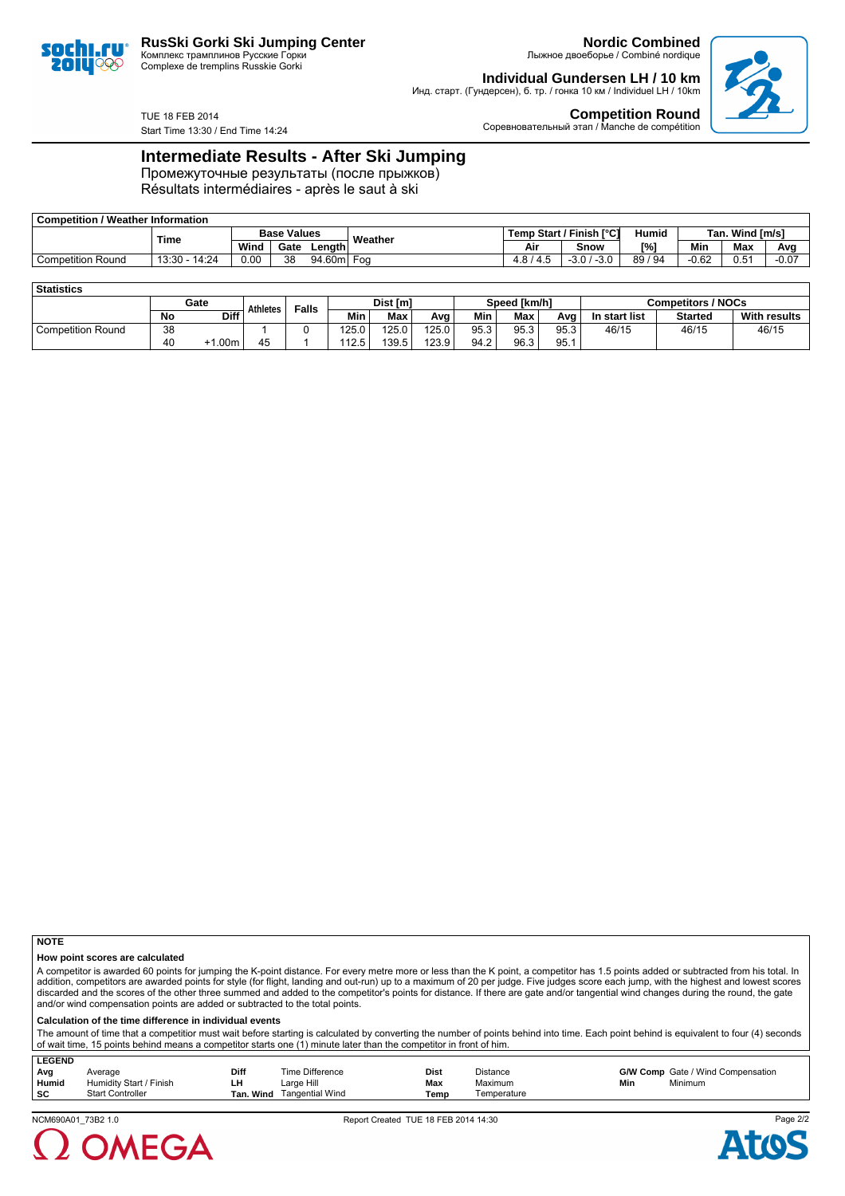RusSki Gorki Ski Jumping Center
Комплекс трамплинов Русские Горки
Complexe de tremplins Russkie Gorki

**Nordic Combined**
Лыжное двоеборье / Combiné nordique

**Individual Gundersen LH / 10 km**
Инд. старт. (Гундерсен), б. тр. / гонка 10 км / Individuel LH / 10km

**Competition Round**
Соревновательный этап / Manche de compétition

TUE 18 FEB 2014
Start Time 13:30 / End Time 14:24

# Intermediate Results - After Ski Jumping

Промежуточные результаты (после прыжков)
Résultats intermédiaires - après le saut à ski

**Competition / Weather Information**

| | Time | Base Values | | | Weather | Temp Start / Finish [°C] | | Humid | Tan. Wind [m/s] | | |
|---|---|---|---|---|---|---|---|---|---|---|---|
| | | Wind | Gate | Length | | Air | Snow | [%] | Min | Max | Avg |
| Competition Round | 13:30 - 14:24 | 0.00 | 38 | 94.60m | Fog | 4.8 / 4.5 | -3.0 / -3.0 | 89 / 94 | -0.62 | 0.51 | -0.07 |

**Statistics**

| | Gate | | Athletes | Falls | Dist [m] | | | Speed [km/h] | | | Competitors / NOCs | | |
|---|---|---|---|---|---|---|---|---|---|---|---|---|---|
| | No | Diff | | | Min | Max | Avg | Min | Max | Avg | In start list | Started | With results |
| Competition Round | 38 | | 1 | 0 | 125.0 | 125.0 | 125.0 | 95.3 | 95.3 | 95.3 | 46/15 | 46/15 | 46/15 |
| | 40 | +1.00m | 45 | 1 | 112.5 | 139.5 | 123.9 | 94.2 | 96.3 | 95.1 | | | |

**NOTE**

**How point scores are calculated**

A competitor is awarded 60 points for jumping the K-point distance. For every metre more or less than the K point, a competitor has 1.5 points added or subtracted from his total. In addition, competitors are awarded points for style (for flight, landing and out-run) up to a maximum of 20 per judge. Five judges score each jump, with the highest and lowest scores discarded and the scores of the other three summed and added to the competitor's points for distance. If there are gate and/or tangential wind changes during the round, the gate and/or wind compensation points are added or subtracted to the total points.

**Calculation of the time difference in individual events**

The amount of time that a competitor must wait before starting is calculated by converting the number of points behind into time. Each point behind is equivalent to four (4) seconds of wait time, 15 points behind means a competitor starts one (1) minute later than the competitor in front of him.

**LEGEND**

| | | | | | | | |
|---|---|---|---|---|---|---|---|
| **Avg** | Average | **Diff** | Time Difference | **Dist** | Distance | **G/W Comp** | Gate / Wind Compensation |
| **Humid** | Humidity Start / Finish | **LH** | Large Hill | **Max** | Maximum | **Min** | Minimum |
| **SC** | Start Controller | **Tan. Wind** | Tangential Wind | **Temp** | Temperature | | |

NCM690A01_73B2 1.0 Report Created TUE 18 FEB 2014 14:30